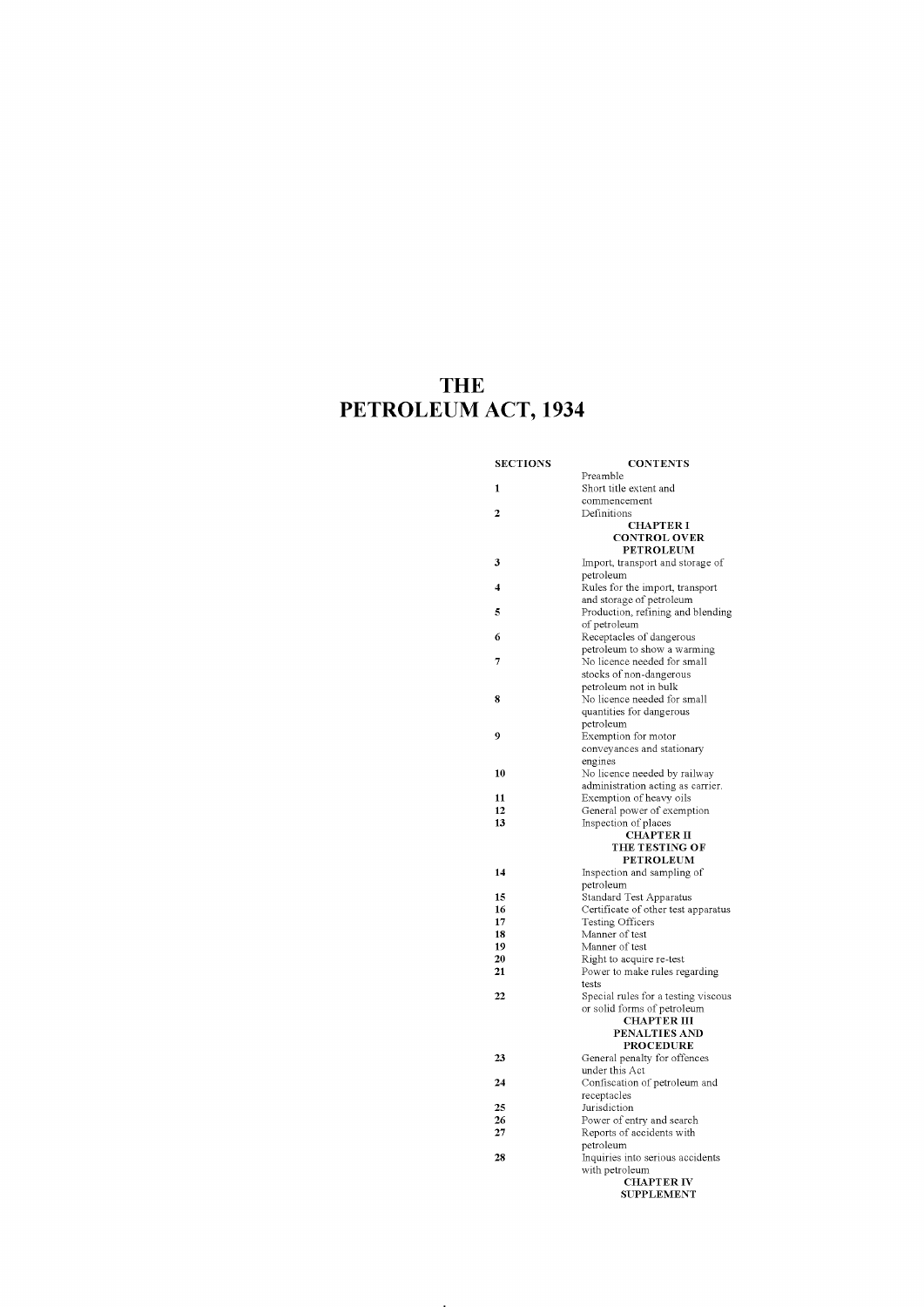# THE PETROLEUM ACT, 1934

| SECTIONS | CONTENTS |
|---|---|
| | Preamble |
| **1** | Short title extent and commencement |
| **2** | Definitions |
| | **CHAPTER I** **CONTROL OVER PETROLEUM** |
| **3** | Import, transport and storage of petroleum |
| **4** | Rules for the import, transport and storage of petroleum |
| **5** | Production, refining and blending of petroleum |
| **6** | Receptacles of dangerous petroleum to show a warming |
| **7** | No licence needed for small stocks of non-dangerous petroleum not in bulk |
| **8** | No licence needed for small quantities for dangerous petroleum |
| **9** | Exemption for motor conveyances and stationary engines |
| **10** | No licence needed by railway administration acting as carrier. |
| **11** | Exemption of heavy oils |
| **12** | General power of exemption |
| **13** | Inspection of places |
| | **CHAPTER II** **THE TESTING OF PETROLEUM** |
| **14** | Inspection and sampling of petroleum |
| **15** | Standard Test Apparatus |
| **16** | Certificate of other test apparatus |
| **17** | Testing Officers |
| **18** | Manner of test |
| **19** | Manner of test |
| **20** | Right to acquire re-test |
| **21** | Power to make rules regarding tests |
| **22** | Special rules for a testing viscous or solid forms of petroleum |
| | **CHAPTER III** **PENALTIES AND PROCEDURE** |
| **23** | General penalty for offences under this Act |
| **24** | Confiscation of petroleum and receptacles |
| **25** | Jurisdiction |
| **26** | Power of entry and search |
| **27** | Reports of accidents with petroleum |
| **28** | Inquiries into serious accidents with petroleum |
| | **CHAPTER IV** **SUPPLEMENT** |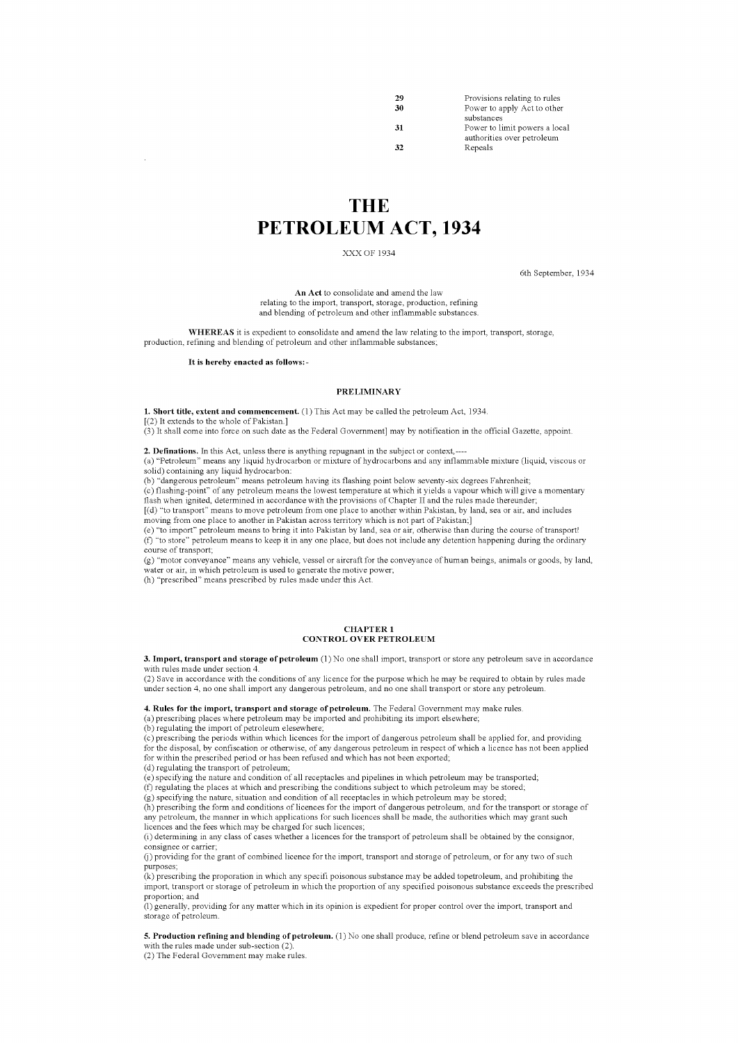| | |
|---|---|
| **29** | Provisions relating to rules |
| **30** | Power to apply Act to other substances |
| **31** | Power to limit powers a local authorities over petroleum |
| **32** | Repeals |

# THE PETROLEUM ACT, 1934

XXX OF 1934

6th September, 1934

**An Act** to consolidate and amend the law relating to the import, transport, storage, production, refining and blending of petroleum and other inflammable substances.

**WHEREAS** it is expedient to consolidate and amend the law relating to the import, transport, storage, production, refining and blending of petroleum and other inflammable substances;

**It is hereby enacted as follows:-**

## PRELIMINARY

**1. Short title, extent and commencement.** (1) This Act may be called the petroleum Act, 1934.
[(2) It extends to the whole of Pakistan.]
(3) It shall come into force on such date as the Federal Government] may by notification in the official Gazette, appoint.

**2. Definations.** In this Act, unless there is anything repugnant in the subject or context,----
(a) "Petroleum" means any liquid hydrocarbon or mixture of hydrocarbons and any inflammable mixture (liquid, viscous or solid) containing any liquid hydrocarbon:
(b) "dangerous petroleum" means petroleum having its flashing point below seventy-six degrees Fahrenheit;
(c) flashing-point" of any petroleum means the lowest temperature at which it yields a vapour which will give a momentary flash when ignited, determined in accordance with the provisions of Chapter II and the rules made thereunder;
[(d) "to transport" means to move petroleum from one place to another within Pakistan, by land, sea or air, and includes moving from one place to another in Pakistan across territory which is not part of Pakistan;]
(e) "to import" petroleum means to bring it into Pakistan by land, sea or air, otherwise than during the course of transport!
(f) "to store" petroleum means to keep it in any one place, but does not include any detention happening during the ordinary course of transport;
(g) "motor conveyance" means any vehicle, vessel or aircraft for the conveyance of human beings, animals or goods, by land, water or air, in which petroleum is used to generate the motive power;
(h) "prescribed" means prescribed by rules made under this Act.

## CHAPTER 1
## CONTROL OVER PETROLEUM

**3. Import, transport and storage of petroleum** (1) No one shall import, transport or store any petroleum save in accordance with rules made under section 4.
(2) Save in accordance with the conditions of any licence for the purpose which he may be required to obtain by rules made under section 4, no one shall import any dangerous petroleum, and no one shall transport or store any petroleum.

**4. Rules for the import, transport and storage of petroleum.** The Federal Government may make rules.
(a) prescribing places where petroleum may be imported and prohibiting its import elsewhere;
(b) regulating the import of petroleum elesewhere;
(c) prescribing the periods within which licences for the import of dangerous petroleum shall be applied for, and providing for the disposal, by confiscation or otherwise, of any dangerous petroleum in respect of which a licence has not been applied for within the prescribed period or has been refused and which has not been exported;
(d) regulating the transport of petroleum;
(e) specifying the nature and condition of all receptacles and pipelines in which petroleum may be transported;
(f) regulating the places at which and prescribing the conditions subject to which petroleum may be stored;
(g) specifying the nature, situation and condition of all receptacles in which petroleum may be stored;
(h) prescribing the form and conditions of licences for the import of dangerous petroleum, and for the transport or storage of any petroleum, the manner in which applications for such licences shall be made, the authorities which may grant such licences and the fees which may be charged for such licences;
(i) determining in any class of cases whether a licences for the transport of petroleum shall be obtained by the consignor, consignee or carrier;
(j) providing for the grant of combined licence for the import, transport and storage of petroleum, or for any two of such purposes;
(k) prescribing the proporation in which any specifi poisonous substance may be added topetroleum, and prohibiting the import, transport or storage of petroleum in which the proportion of any specified poisonous substance exceeds the prescribed proportion; and
(l) generally, providing for any matter which in its opinion is expedient for proper control over the import, transport and storage of petroleum.

**5. Production refining and blending of petroleum.** (1) No one shall produce, refine or blend petroleum save in accordance with the rules made under sub-section (2).
(2) The Federal Government may make rules.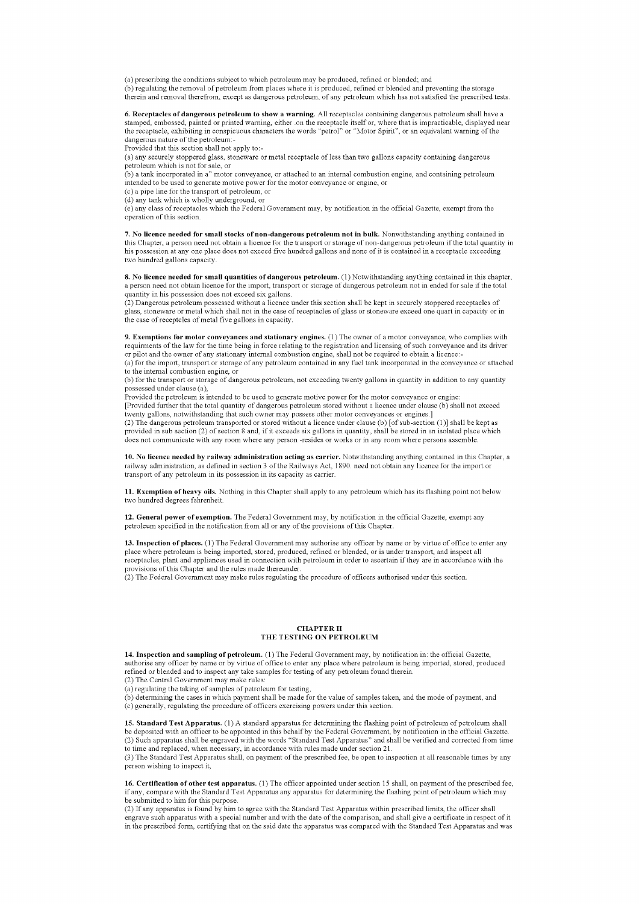(a) prescribing the conditions subject to which petroleum may be produced, refined or blended; and

(b) regulating the removal of petroleum from places where it is produced, refined or blended and preventing the storage therein and removal therefrom, except as dangerous petroleum, of any petroleum which has not satisfied the prescribed tests.

**6. Receptacles of dangerous petroleum to show a warning.** All receptacles containing dangerous petroleum shall have a stamped, embossed, painted or printed warning, either .on the receptacle itself or, where that is impracticable, displayed near the receptacle, exhibiting in conspicuous characters the words "petrol" or "Motor Spirit", or an equivalent warning of the dangerous nature of the petroleum:-

Provided that this section shall not apply to:-

(a) any securely stoppered glass, stoneware or metal receptacle of less than two gallons capacity containing dangerous petroleum which is not for sale, or

(b) a tank incorporated in a" motor conveyance, or attached to an internal combustion engine, and containing petroleum intended to be used to generate motive power for the motor conveyance or engine, or

(c) a pipe line for the transport of petroleum, or

(d) any tank which is wholly underground, or

(e) any class of receptacles which the Federal Government may, by notification in the official Gazette, exempt from the operation of this section.

**7. No licence needed for small stocks of non-dangerous petroleum not in bulk.** Nonwithstanding anything contained in this Chapter, a person need not obtain a licence for the transport or storage of non-dangerous petroleum if the total quantity in his possession at any one place does not exceed five hundred gallons and none of it is contained in a receptacle exceeding two hundred gallons capacity.

**8. No licence needed for small quantities of dangerous petroleum.** (1) Notwithstanding anything contained in this chapter, a person need not obtain licence for the import, transport or storage of dangerous petroleum not in ended for sale if the total quantity in his possession does not exceed six gallons.

(2) Dangerous petroleum possessed without a licence under this section shall be kept in securely stoppered receptacles of glass, stoneware or metal which shall not in the case of receptacles of glass or stoneware exceed one quart in capacity or in the case of receptcles of metal five gallons in capacity.

**9. Exemptions for motor conveyances and stationary engines.** (1) The owner of a motor conveyance, who complies with requirments of the law for the time being in force relating to the registration and licensing of such conveyance and its driver or pilot and the owner of any stationary internal combustion engine, shall not be required to obtain a licence:-

(a) for the import, transport or storage of any petroleum contained in any fuel tank incorporated in the conveyance or attached to the internal combustion engine, or

(b) for the transport or storage of dangerous petroleum, not exceeding twenty gallons in quantity in addition to any quantity possessed under clause (a),

Provided the petroleum is intended to be used to generate motive power for the motor conveyance or engine:

[Provided further that the total quantity of dangerous petroleum stored without a licence under clause (b) shall not exceed twenty gallons, notwithstanding that such owner may possess other motor conveyances or engines.]

(2) The dangerous petroleum transported or stored without a licence under clause (b) [of sub-section (1)] shall be kept as provided in sub section (2) of section 8 and, if it exceeds six gallons in quantity, shall be stored in an isolated place which does not communicate with any room where any person -resides or works or in any room where persons assemble.

**10. No licence needed by railway administration acting as carrier.** Notwithstanding anything contained in this Chapter, a railway administration, as defined in section 3 of the Railways Act, 1890. need not obtain any licence for the import or transport of any petroleum in its possession in its capacity as carrier.

**11. Exemption of heavy oils.** Nothing in this Chapter shall apply to any petroleum which has its flashing point not below two hundred degrees fahrenheit.

**12. General power of exemption.** The Federal Government may, by notification in the official Gazette, exempt any petroleum specified in the notification from all or any of the provisions of this Chapter.

**13. Inspection of places.** (1) The Federal Government may authorise any officer by name or by virtue of office to enter any place where petroleum is being imported, stored, produced, refined or blended, or is under transport, and inspect all receptacles, plant and appliances used in connection with petroleum in order to ascertain if they are in accordance with the provisions of this Chapter and the rules made thereunder.

(2) The Federal Government may make rules regulating the procedure of officers authorised under this section.

## CHAPTER II
## THE TESTING ON PETROLEUM

**14. Inspection and sampling of petroleum.** (1) The Federal Government may, by notification in: the official Gazette, authorise any officer by name or by virtue of office to enter any place where petroleum is being imported, stored, produced refined or blended and to inspect any take samples for testing of any petroleum found therein.

(2) The Central Government may make rules:

(a) regulating the taking of samples of petroleum for testing,

(b) determining the cases in which payment shall be made for the value of samples taken, and the mode of payment, and

(c) generally, regulating the procedure of officers exercising powers under this section.

**15. Standard Test Apparatus.** (1) A standard apparatus for determining the flashing point of petroleum of petroleum shall be deposited with an officer to be appointed in this behalf by the Federal Government, by notification in the official Gazette.

(2) Such apparatus shall be engraved with the words "Standard Test Apparatus" and shall be verified and corrected from time to time and replaced, when necessary, in accordance with rules made under section 21.

(3) The Standard Test Apparatus shall, on payment of the prescribed fee, be open to inspection at all reasonable times by any person wishing to inspect it,

**16. Certification of other test apparatus.** (1) The officer appointed under section 15 shall, on payment of the prescribed fee, if any, compare with the Standard Test Apparatus any apparatus for determining the flashing point of petroleum which may be submitted to him for this purpose.

(2) If any apparatus is found by him to agree with the Standard Test Apparatus within prescribed limits, the officer shall engrave such apparatus with a special number and with the date of the comparison, and shall give a certificate in respect of it in the prescribed form, certifying that on the said date the apparatus was compared with the Standard Test Apparatus and was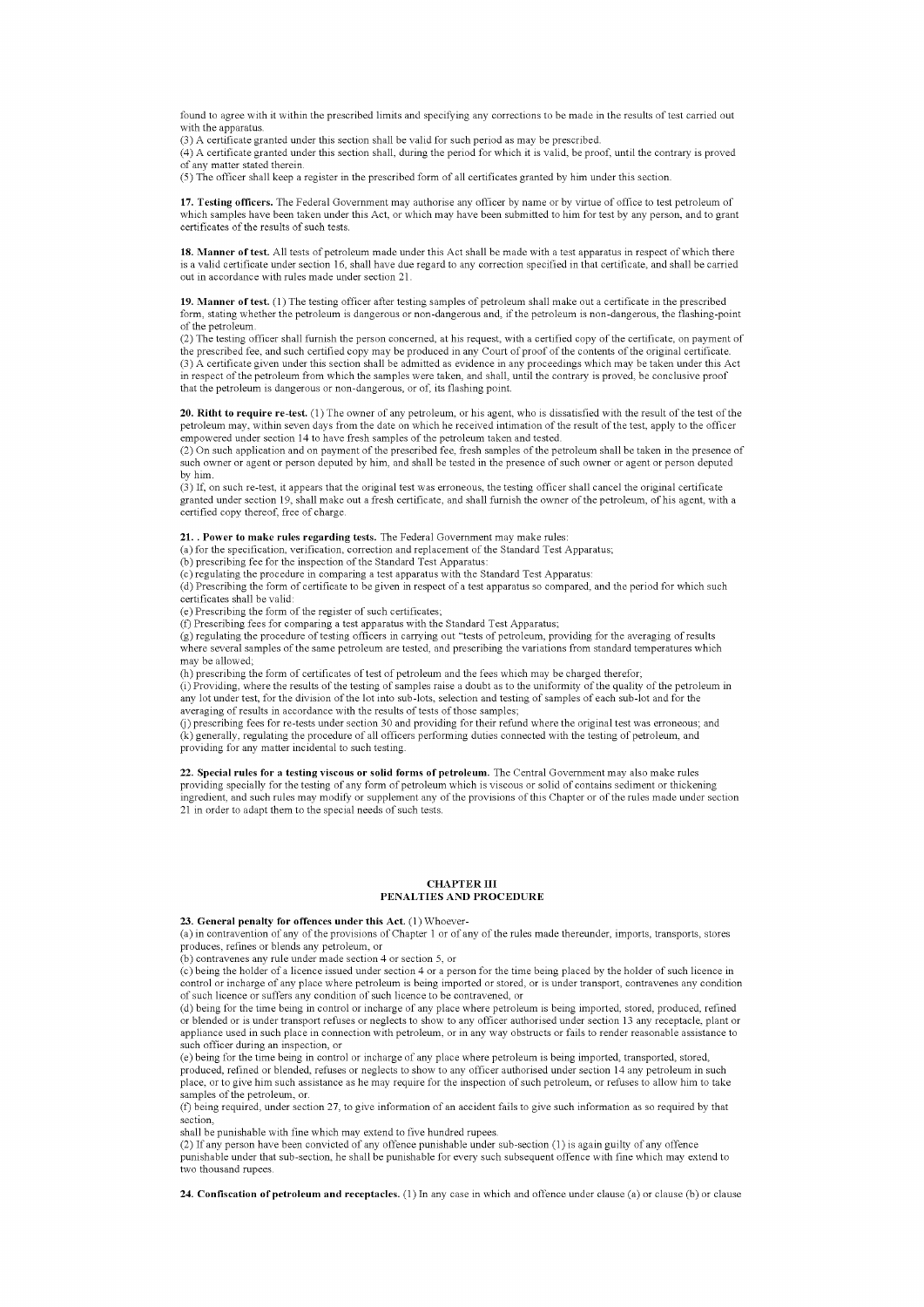found to agree with it within the prescribed limits and specifying any corrections to be made in the results of test carried out with the apparatus.

(3) A certificate granted under this section shall be valid for such period as may be prescribed.

(4) A certificate granted under this section shall, during the period for which it is valid, be proof, until the contrary is proved of any matter stated therein.

(5) The officer shall keep a register in the prescribed form of all certificates granted by him under this section.

**17. Testing officers.** The Federal Government may authorise any officer by name or by virtue of office to test petroleum of which samples have been taken under this Act, or which may have been submitted to him for test by any person, and to grant certificates of the results of such tests.

**18. Manner of test.** All tests of petroleum made under this Act shall be made with a test apparatus in respect of which there is a valid certificate under section 16, shall have due regard to any correction specified in that certificate, and shall be carried out in accordance with rules made under section 21.

**19. Manner of test.** (1) The testing officer after testing samples of petroleum shall make out a certificate in the prescribed form, stating whether the petroleum is dangerous or non-dangerous and, if the petroleum is non-dangerous, the flashing-point of the petroleum.

(2) The testing officer shall furnish the person concerned, at his request, with a certified copy of the certificate, on payment of the prescribed fee, and such certified copy may be produced in any Court of proof of the contents of the original certificate.

(3) A certificate given under this section shall be admitted as evidence in any proceedings which may be taken under this Act in respect of the petroleum from which the samples were taken, and shall, until the contrary is proved, be conclusive proof that the petroleum is dangerous or non-dangerous, or of, its flashing point.

**20. Ritht to require re-test.** (1) The owner of any petroleum, or his agent, who is dissatisfied with the result of the test of the petroleum may, within seven days from the date on which he received intimation of the result of the test, apply to the officer empowered under section 14 to have fresh samples of the petroleum taken and tested.

(2) On such application and on payment of the prescribed fee, fresh samples of the petroleum shall be taken in the presence of such owner or agent or person deputed by him, and shall be tested in the presence of such owner or agent or person deputed by him.

(3) If, on such re-test, it appears that the original test was erroneous, the testing officer shall cancel the original certificate granted under section 19, shall make out a fresh certificate, and shall furnish the owner of the petroleum, of his agent, with a certified copy thereof, free of charge.

**21. . Power to make rules regarding tests.** The Federal Government may make rules:

(a) for the specification, verification, correction and replacement of the Standard Test Apparatus;

(b) prescribing fee for the inspection of the Standard Test Apparatus:

(c) regulating the procedure in comparing a test apparatus with the Standard Test Apparatus:

(d) Prescribing the form of certificate to be given in respect of a test apparatus so compared, and the period for which such certificates shall be valid:

(e) Prescribing the form of the register of such certificates;

(f) Prescribing fees for comparing a test apparatus with the Standard Test Apparatus;

(g) regulating the procedure of testing officers in carrying out "tests of petroleum, providing for the averaging of results where several samples of the same petroleum are tested, and prescribing the variations from standard temperatures which may be allowed;

(h) prescribing the form of certificates of test of petroleum and the fees which may be charged therefor;

(i) Providing, where the results of the testing of samples raise a doubt as to the uniformity of the quality of the petroleum in any lot under test, for the division of the lot into sub-lots, selection and testing of samples of each sub-lot and for the averaging of results in accordance with the results of tests of those samples;

(j) prescribing fees for re-tests under section 30 and providing for their refund where the original test was erroneous; and

(k) generally, regulating the procedure of all officers performing duties connected with the testing of petroleum, and providing for any matter incidental to such testing.

**22. Special rules for a testing viscous or solid forms of petroleum.** The Central Government may also make rules providing specially for the testing of any form of petroleum which is viscous or solid of contains sediment or thickening ingredient, and such rules may modify or supplement any of the provisions of this Chapter or of the rules made under section 21 in order to adapt them to the special needs of such tests.

## CHAPTER III
## PENALTIES AND PROCEDURE

**23. General penalty for offences under this Act.** (1) Whoever-

(a) in contravention of any of the provisions of Chapter 1 or of any of the rules made thereunder, imports, transports, stores produces, refines or blends any petroleum, or

(b) contravenes any rule under made section 4 or section 5, or

(c) being the holder of a licence issued under section 4 or a person for the time being placed by the holder of such licence in control or incharge of any place where petroleum is being imported or stored, or is under transport, contravenes any condition of such licence or suffers any condition of such licence to be contravened, or

(d) being for the time being in control or incharge of any place where petroleum is being imported, stored, produced, refined or blended or is under transport refuses or neglects to show to any officer authorised under section 13 any receptacle, plant or appliance used in such place in connection with petroleum, or in any way obstructs or fails to render reasonable assistance to such officer during an inspection, or

(e) being for the time being in control or incharge of any place where petroleum is being imported, transported, stored, produced, refined or blended, refuses or neglects to show to any officer authorised under section 14 any petroleum in such place, or to give him such assistance as he may require for the inspection of such petroleum, or refuses to allow him to take samples of the petroleum, or.

(f) being required, under section 27, to give information of an accident fails to give such information as so required by that section,

shall be punishable with fine which may extend to five hundred rupees.

(2) If any person have been convicted of any offence punishable under sub-section (1) is again guilty of any offence punishable under that sub-section, he shall be punishable for every such subsequent offence with fine which may extend to two thousand rupees.

**24. Confiscation of petroleum and receptacles.** (1) In any case in which and offence under clause (a) or clause (b) or clause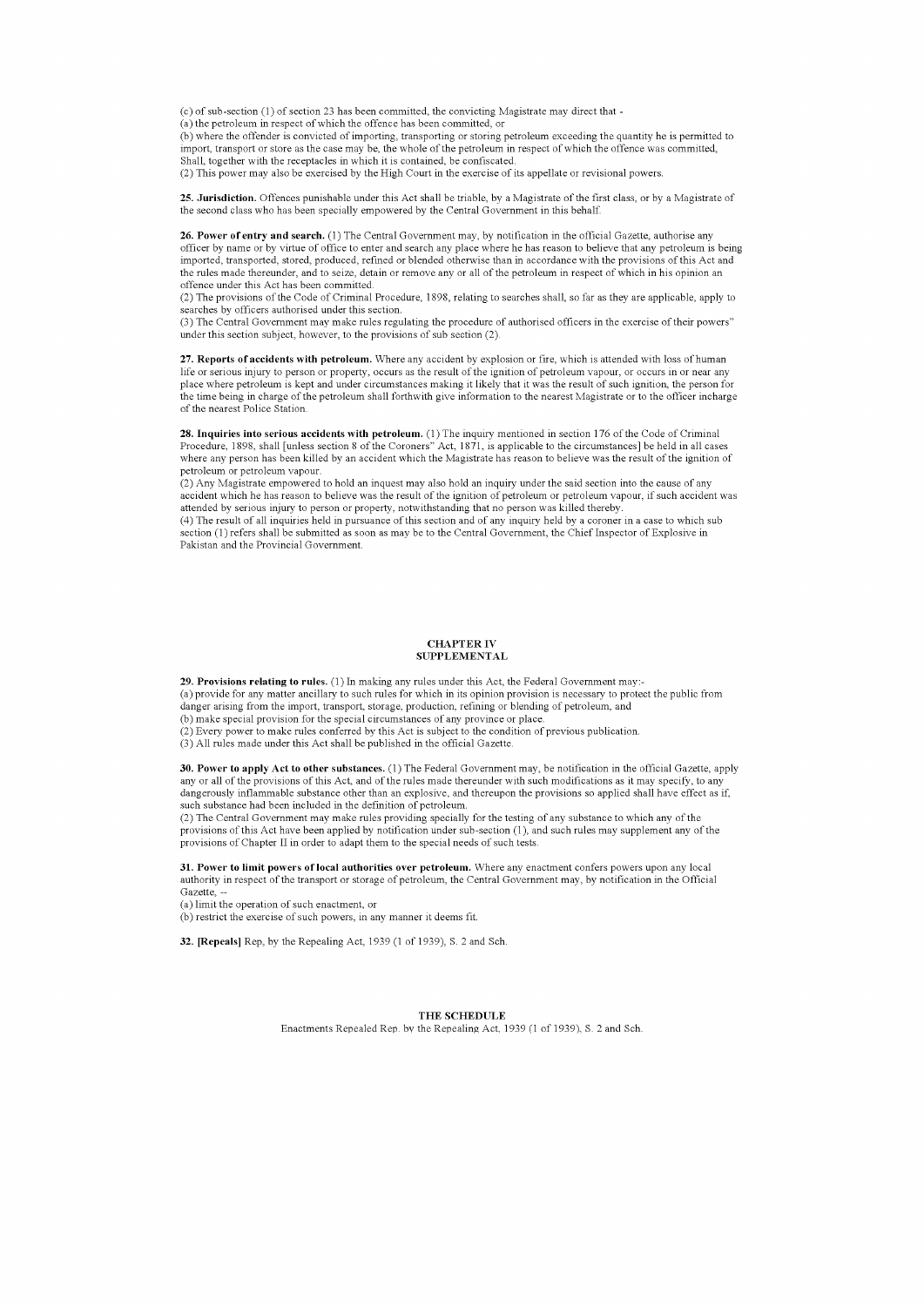(c) of sub-section (1) of section 23 has been committed, the convicting Magistrate may direct that -
(a) the petroleum in respect of which the offence has been committed, or
(b) where the offender is convicted of importing, transporting or storing petroleum exceeding the quantity he is permitted to import, transport or store as the case may be, the whole of the petroleum in respect of which the offence was committed, Shall, together with the receptacles in which it is contained, be confiscated.
(2) This power may also be exercised by the High Court in the exercise of its appellate or revisional powers.

**25. Jurisdiction.** Offences punishable under this Act shall be triable, by a Magistrate of the first class, or by a Magistrate of the second class who has been specially empowered by the Central Government in this behalf.

**26. Power of entry and search.** (1) The Central Government may, by notification in the official Gazette, authorise any officer by name or by virtue of office to enter and search any place where he has reason to believe that any petroleum is being imported, transported, stored, produced, refined or blended otherwise than in accordance with the provisions of this Act and the rules made thereunder, and to seize, detain or remove any or all of the petroleum in respect of which in his opinion an offence under this Act has been committed.
(2) The provisions of the Code of Criminal Procedure, 1898, relating to searches shall, so far as they are applicable, apply to searches by officers authorised under this section.
(3) The Central Government may make rules regulating the procedure of authorised officers in the exercise of their powers" under this section subject, however, to the provisions of sub section (2).

**27. Reports of accidents with petroleum.** Where any accident by explosion or fire, which is attended with loss of human life or serious injury to person or property, occurs as the result of the ignition of petroleum vapour, or occurs in or near any place where petroleum is kept and under circumstances making it likely that it was the result of such ignition, the person for the time being in charge of the petroleum shall forthwith give information to the nearest Magistrate or to the officer incharge of the nearest Police Station.

**28. Inquiries into serious accidents with petroleum.** (1) The inquiry mentioned in section 176 of the Code of Criminal Procedure, 1898, shall [unless section 8 of the Coroners" Act, 1871, is applicable to the circumstances] be held in all cases where any person has been killed by an accident which the Magistrate has reason to believe was the result of the ignition of petroleum or petroleum vapour.
(2) Any Magistrate empowered to hold an inquest may also hold an inquiry under the said section into the cause of any accident which he has reason to believe was the result of the ignition of petroleum or petroleum vapour, if such accident was attended by serious injury to person or property, notwithstanding that no person was killed thereby.
(4) The result of all inquiries held in pursuance of this section and of any inquiry held by a coroner in a case to which sub section (1) refers shall be submitted as soon as may be to the Central Government, the Chief Inspector of Explosive in Pakistan and the Provincial Government.

## CHAPTER IV
## SUPPLEMENTAL

**29. Provisions relating to rules.** (1) In making any rules under this Act, the Federal Government may:-
(a) provide for any matter ancillary to such rules for which in its opinion provision is necessary to protect the public from danger arising from the import, transport, storage, production, refining or blending of petroleum, and
(b) make special provision for the special circumstances of any province or place.
(2) Every power to make rules conferred by this Act is subject to the condition of previous publication.
(3) All rules made under this Act shall be published in the official Gazette.

**30. Power to apply Act to other substances.** (1) The Federal Government may, be notification in the official Gazette, apply any or all of the provisions of this Act, and of the rules made thereunder with such modifications as it may specify, to any dangerously inflammable substance other than an explosive, and thereupon the provisions so applied shall have effect as if, such substance had been included in the definition of petroleum.
(2) The Central Government may make rules providing specially for the testing of any substance to which any of the provisions of this Act have been applied by notification under sub-section (1), and such rules may supplement any of the provisions of Chapter II in order to adapt them to the special needs of such tests.

**31. Power to limit powers of local authorities over petroleum.** Where any enactment confers powers upon any local authority in respect of the transport or storage of petroleum, the Central Government may, by notification in the Official Gazette, --
(a) limit the operation of such enactment, or
(b) restrict the exercise of such powers, in any manner it deems fit.

**32. [Repeals]** Rep, by the Repealing Act, 1939 (1 of 1939), S. 2 and Sch.

## THE SCHEDULE

Enactments Repealed Rep. by the Repealing Act, 1939 (1 of 1939), S. 2 and Sch.